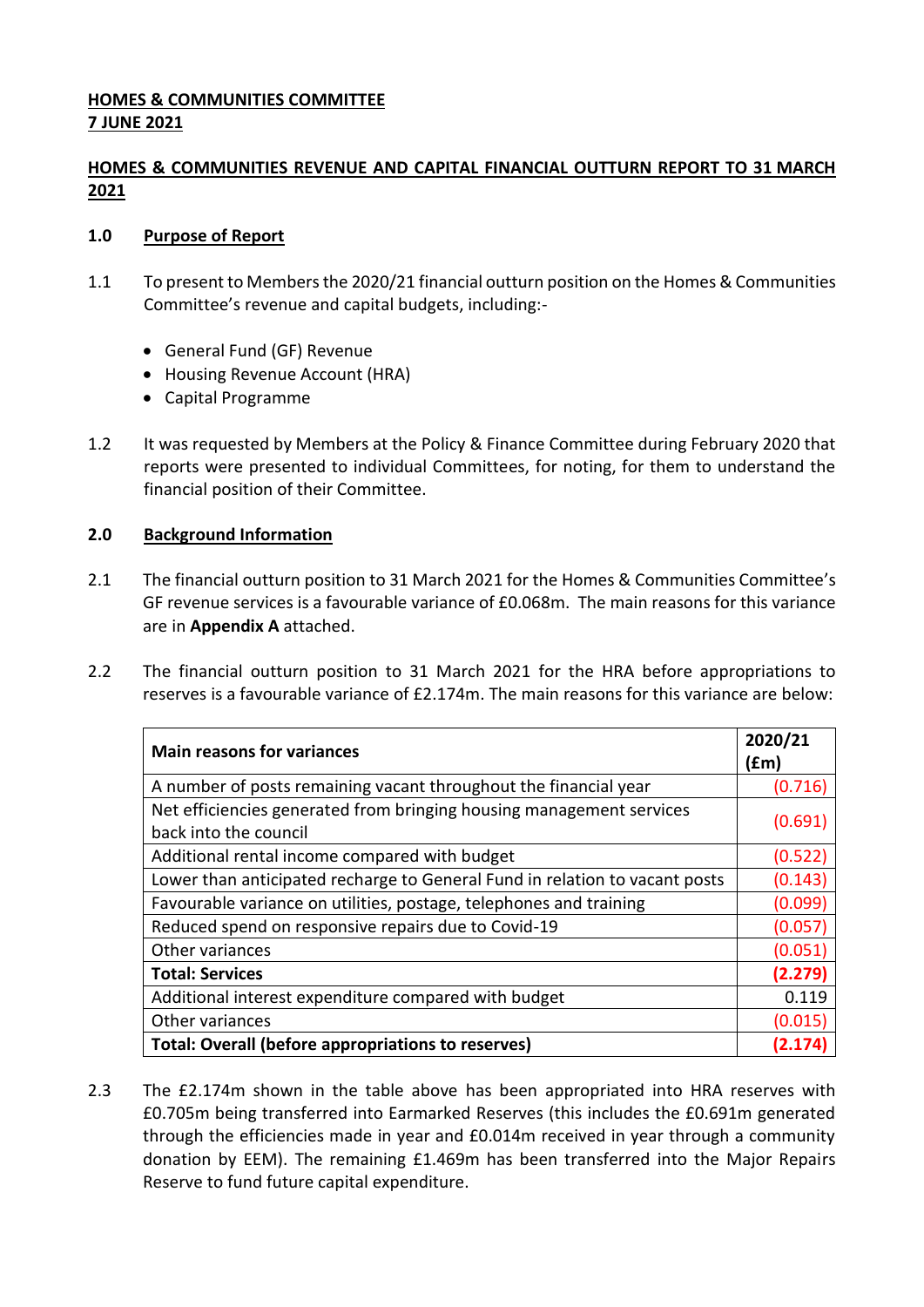**HOMES & COMMUNITIES COMMITTEE**
**7 JUNE 2021**

**HOMES & COMMUNITIES REVENUE AND CAPITAL FINANCIAL OUTTURN REPORT TO 31 MARCH 2021**

## 1.0 Purpose of Report

1.1 To present to Members the 2020/21 financial outturn position on the Homes & Communities Committee's revenue and capital budgets, including:-

- General Fund (GF) Revenue
- Housing Revenue Account (HRA)
- Capital Programme

1.2 It was requested by Members at the Policy & Finance Committee during February 2020 that reports were presented to individual Committees, for noting, for them to understand the financial position of their Committee.

## 2.0 Background Information

2.1 The financial outturn position to 31 March 2021 for the Homes & Communities Committee's GF revenue services is a favourable variance of £0.068m. The main reasons for this variance are in **Appendix A** attached.

2.2 The financial outturn position to 31 March 2021 for the HRA before appropriations to reserves is a favourable variance of £2.174m. The main reasons for this variance are below:

| Main reasons for variances | 2020/21 (£m) |
|---|---|
| A number of posts remaining vacant throughout the financial year | (0.716) |
| Net efficiencies generated from bringing housing management services back into the council | (0.691) |
| Additional rental income compared with budget | (0.522) |
| Lower than anticipated recharge to General Fund in relation to vacant posts | (0.143) |
| Favourable variance on utilities, postage, telephones and training | (0.099) |
| Reduced spend on responsive repairs due to Covid-19 | (0.057) |
| Other variances | (0.051) |
| **Total: Services** | **(2.279)** |
| Additional interest expenditure compared with budget | 0.119 |
| Other variances | (0.015) |
| **Total: Overall (before appropriations to reserves)** | **(2.174)** |

2.3 The £2.174m shown in the table above has been appropriated into HRA reserves with £0.705m being transferred into Earmarked Reserves (this includes the £0.691m generated through the efficiencies made in year and £0.014m received in year through a community donation by EEM). The remaining £1.469m has been transferred into the Major Repairs Reserve to fund future capital expenditure.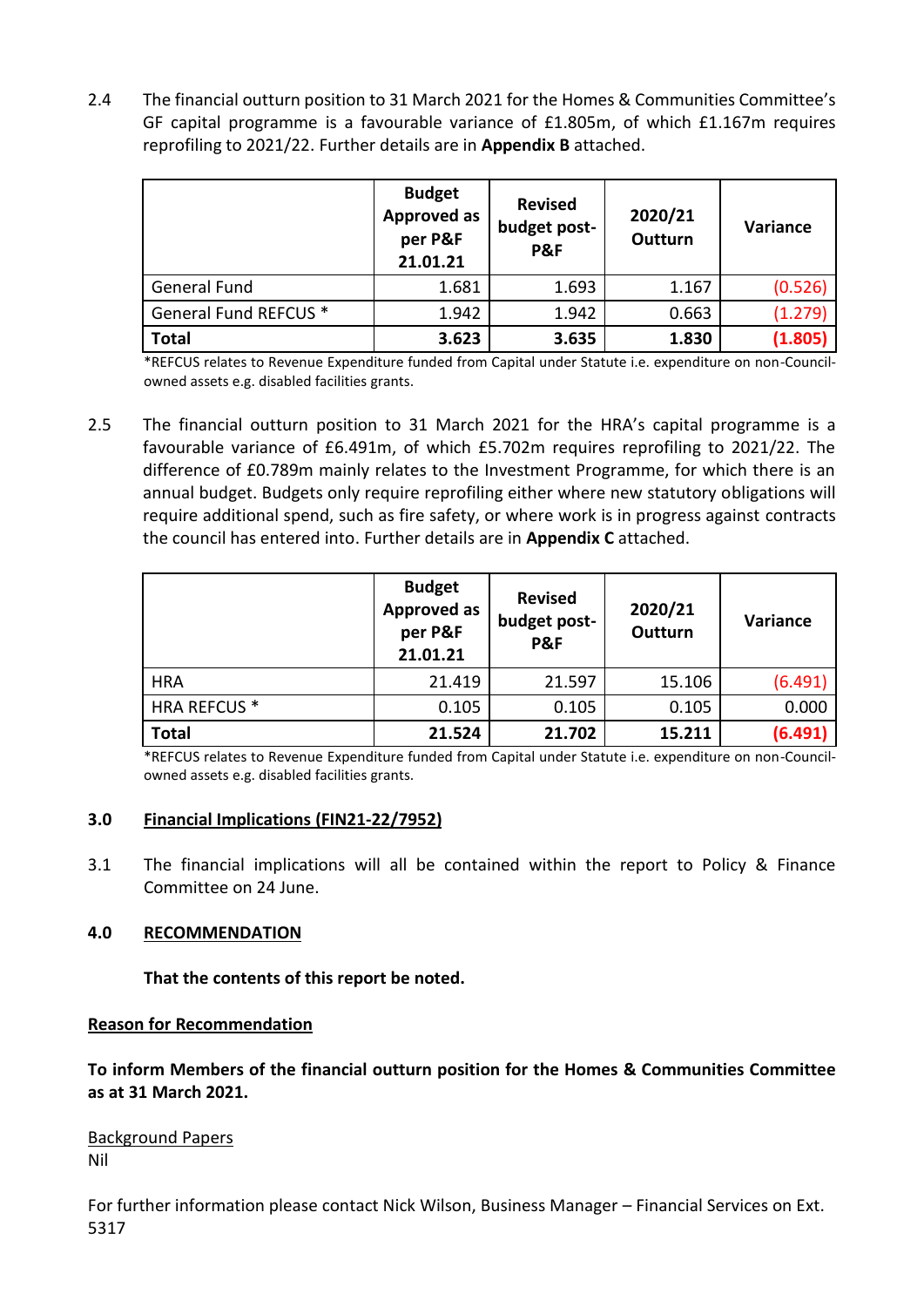2.4 The financial outturn position to 31 March 2021 for the Homes & Communities Committee's GF capital programme is a favourable variance of £1.805m, of which £1.167m requires reprofiling to 2021/22. Further details are in **Appendix B** attached.

| | Budget Approved as per P&F 21.01.21 | Revised budget post-P&F | 2020/21 Outturn | Variance |
|---|---|---|---|---|
| General Fund | 1.681 | 1.693 | 1.167 | (0.526) |
| General Fund REFCUS * | 1.942 | 1.942 | 0.663 | (1.279) |
| **Total** | **3.623** | **3.635** | **1.830** | **(1.805)** |

*REFCUS relates to Revenue Expenditure funded from Capital under Statute i.e. expenditure on non-Council-owned assets e.g. disabled facilities grants.

2.5 The financial outturn position to 31 March 2021 for the HRA's capital programme is a favourable variance of £6.491m, of which £5.702m requires reprofiling to 2021/22. The difference of £0.789m mainly relates to the Investment Programme, for which there is an annual budget. Budgets only require reprofiling either where new statutory obligations will require additional spend, such as fire safety, or where work is in progress against contracts the council has entered into. Further details are in **Appendix C** attached.

| | Budget Approved as per P&F 21.01.21 | Revised budget post-P&F | 2020/21 Outturn | Variance |
|---|---|---|---|---|
| HRA | 21.419 | 21.597 | 15.106 | (6.491) |
| HRA REFCUS * | 0.105 | 0.105 | 0.105 | 0.000 |
| **Total** | **21.524** | **21.702** | **15.211** | **(6.491)** |

*REFCUS relates to Revenue Expenditure funded from Capital under Statute i.e. expenditure on non-Council-owned assets e.g. disabled facilities grants.

## 3.0 Financial Implications (FIN21-22/7952)

3.1 The financial implications will all be contained within the report to Policy & Finance Committee on 24 June.

## 4.0 RECOMMENDATION

**That the contents of this report be noted.**

**Reason for Recommendation**

**To inform Members of the financial outturn position for the Homes & Communities Committee as at 31 March 2021.**

Background Papers
Nil

For further information please contact Nick Wilson, Business Manager – Financial Services on Ext. 5317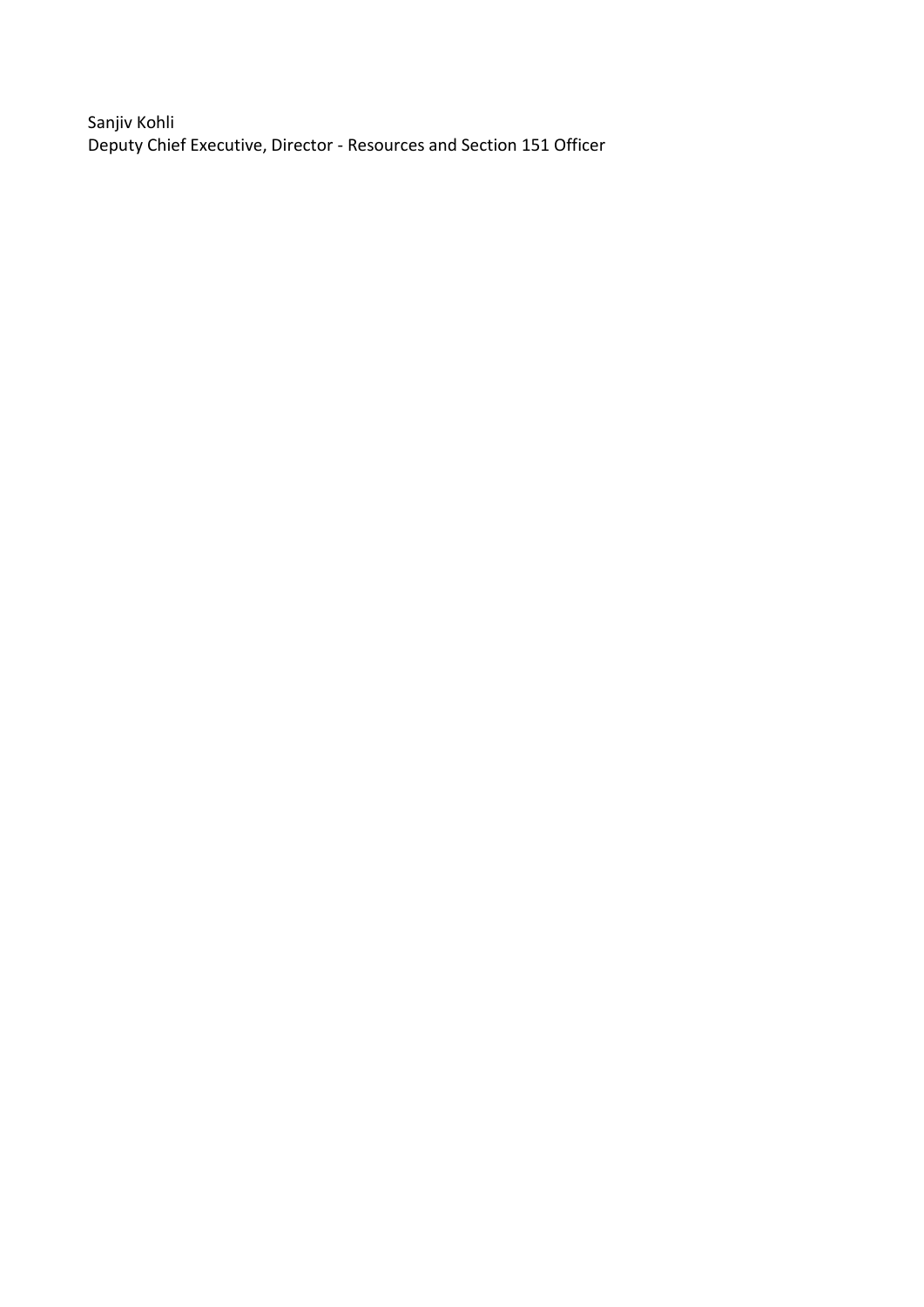Sanjiv Kohli
Deputy Chief Executive, Director - Resources and Section 151 Officer